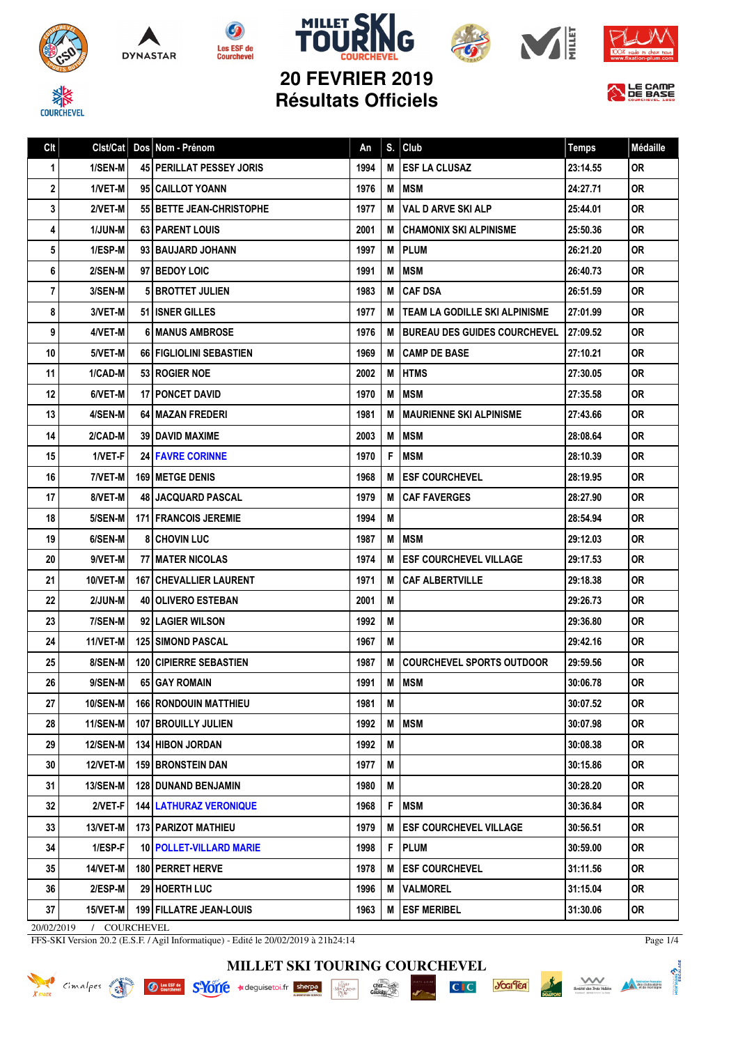# 20 FEVRIER 2019
## Résultats Officiels

| Clt | Clst/Cat | Dos | Nom - Prénom | An | S. | Club | Temps | Médaille |
|---|---|---|---|---|---|---|---|---|
| 1 | 1/SEN-M | 45 | PERILLAT PESSEY JORIS | 1994 | M | ESF LA CLUSAZ | 23:14.55 | OR |
| 2 | 1/VET-M | 95 | CAILLOT YOANN | 1976 | M | MSM | 24:27.71 | OR |
| 3 | 2/VET-M | 55 | BETTE JEAN-CHRISTOPHE | 1977 | M | VAL D ARVE SKI ALP | 25:44.01 | OR |
| 4 | 1/JUN-M | 63 | PARENT LOUIS | 2001 | M | CHAMONIX SKI ALPINISME | 25:50.36 | OR |
| 5 | 1/ESP-M | 93 | BAUJARD JOHANN | 1997 | M | PLUM | 26:21.20 | OR |
| 6 | 2/SEN-M | 97 | BEDOY LOIC | 1991 | M | MSM | 26:40.73 | OR |
| 7 | 3/SEN-M | 5 | BROTTET JULIEN | 1983 | M | CAF DSA | 26:51.59 | OR |
| 8 | 3/VET-M | 51 | ISNER GILLES | 1977 | M | TEAM LA GODILLE SKI ALPINISME | 27:01.99 | OR |
| 9 | 4/VET-M | 6 | MANUS AMBROSE | 1976 | M | BUREAU DES GUIDES COURCHEVEL | 27:09.52 | OR |
| 10 | 5/VET-M | 66 | FIGLIOLINI SEBASTIEN | 1969 | M | CAMP DE BASE | 27:10.21 | OR |
| 11 | 1/CAD-M | 53 | ROGIER NOE | 2002 | M | HTMS | 27:30.05 | OR |
| 12 | 6/VET-M | 17 | PONCET DAVID | 1970 | M | MSM | 27:35.58 | OR |
| 13 | 4/SEN-M | 64 | MAZAN FREDERI | 1981 | M | MAURIENNE SKI ALPINISME | 27:43.66 | OR |
| 14 | 2/CAD-M | 39 | DAVID MAXIME | 2003 | M | MSM | 28:08.64 | OR |
| 15 | 1/VET-F | 24 | FAVRE CORINNE | 1970 | F | MSM | 28:10.39 | OR |
| 16 | 7/VET-M | 169 | METGE DENIS | 1968 | M | ESF COURCHEVEL | 28:19.95 | OR |
| 17 | 8/VET-M | 48 | JACQUARD PASCAL | 1979 | M | CAF FAVERGES | 28:27.90 | OR |
| 18 | 5/SEN-M | 171 | FRANCOIS JEREMIE | 1994 | M | | 28:54.94 | OR |
| 19 | 6/SEN-M | 8 | CHOVIN LUC | 1987 | M | MSM | 29:12.03 | OR |
| 20 | 9/VET-M | 77 | MATER NICOLAS | 1974 | M | ESF COURCHEVEL VILLAGE | 29:17.53 | OR |
| 21 | 10/VET-M | 167 | CHEVALLIER LAURENT | 1971 | M | CAF ALBERTVILLE | 29:18.38 | OR |
| 22 | 2/JUN-M | 40 | OLIVERO ESTEBAN | 2001 | M | | 29:26.73 | OR |
| 23 | 7/SEN-M | 92 | LAGIER WILSON | 1992 | M | | 29:36.80 | OR |
| 24 | 11/VET-M | 125 | SIMOND PASCAL | 1967 | M | | 29:42.16 | OR |
| 25 | 8/SEN-M | 120 | CIPIERRE SEBASTIEN | 1987 | M | COURCHEVEL SPORTS OUTDOOR | 29:59.56 | OR |
| 26 | 9/SEN-M | 65 | GAY ROMAIN | 1991 | M | MSM | 30:06.78 | OR |
| 27 | 10/SEN-M | 166 | RONDOUIN MATTHIEU | 1981 | M | | 30:07.52 | OR |
| 28 | 11/SEN-M | 107 | BROUILLY JULIEN | 1992 | M | MSM | 30:07.98 | OR |
| 29 | 12/SEN-M | 134 | HIBON JORDAN | 1992 | M | | 30:08.38 | OR |
| 30 | 12/VET-M | 159 | BRONSTEIN DAN | 1977 | M | | 30:15.86 | OR |
| 31 | 13/SEN-M | 128 | DUNAND BENJAMIN | 1980 | M | | 30:28.20 | OR |
| 32 | 2/VET-F | 144 | LATHURAZ VERONIQUE | 1968 | F | MSM | 30:36.84 | OR |
| 33 | 13/VET-M | 173 | PARIZOT MATHIEU | 1979 | M | ESF COURCHEVEL VILLAGE | 30:56.51 | OR |
| 34 | 1/ESP-F | 10 | POLLET-VILLARD MARIE | 1998 | F | PLUM | 30:59.00 | OR |
| 35 | 14/VET-M | 180 | PERRET HERVE | 1978 | M | ESF COURCHEVEL | 31:11.56 | OR |
| 36 | 2/ESP-M | 29 | HOERTH LUC | 1996 | M | VALMOREL | 31:15.04 | OR |
| 37 | 15/VET-M | 199 | FILLATRE JEAN-LOUIS | 1963 | M | ESF MERIBEL | 31:30.06 | OR |

20/02/2019 / COURCHEVEL

FFS-SKI Version 20.2 (E.S.F. / Agil Informatique) - Edité le 20/02/2019 à 21h24:14

MILLET SKI TOURING COURCHEVEL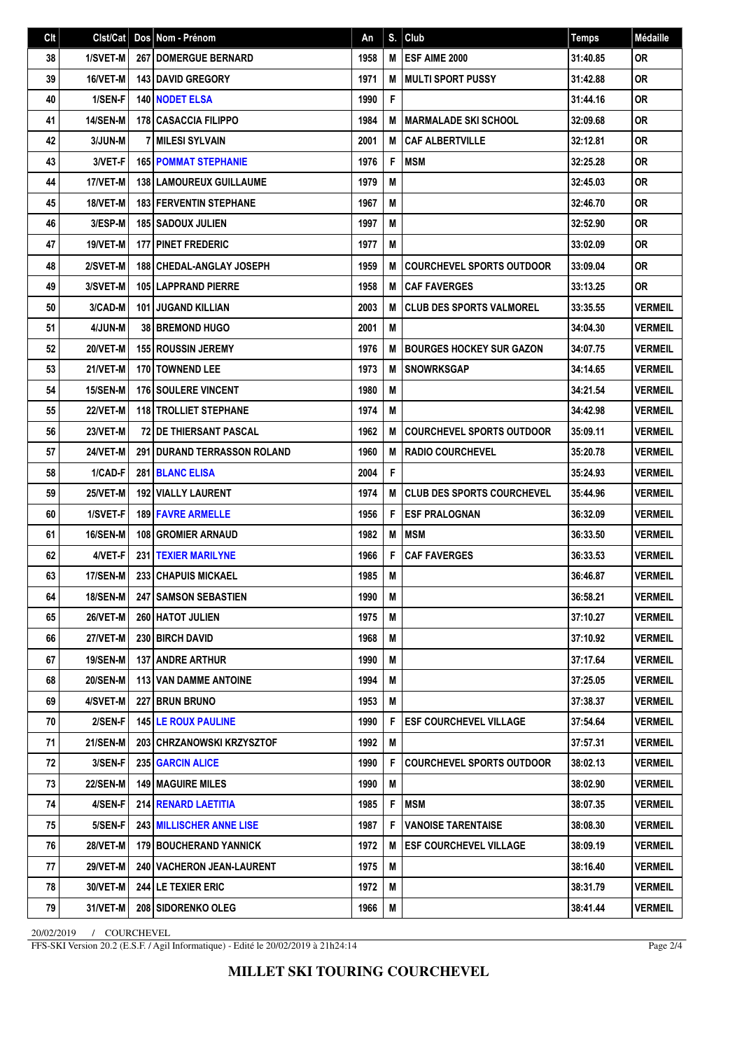| Clt | Clst/Cat | Dos | Nom - Prénom | An | S. | Club | Temps | Médaille |
|---|---|---|---|---|---|---|---|---|
| 38 | 1/SVET-M | 267 | DOMERGUE BERNARD | 1958 | M | ESF AIME 2000 | 31:40.85 | OR |
| 39 | 16/VET-M | 143 | DAVID GREGORY | 1971 | M | MULTI SPORT PUSSY | 31:42.88 | OR |
| 40 | 1/SEN-F | 140 | NODET ELSA | 1990 | F | | 31:44.16 | OR |
| 41 | 14/SEN-M | 178 | CASACCIA FILIPPO | 1984 | M | MARMALADE SKI SCHOOL | 32:09.68 | OR |
| 42 | 3/JUN-M | 7 | MILESI SYLVAIN | 2001 | M | CAF ALBERTVILLE | 32:12.81 | OR |
| 43 | 3/VET-F | 165 | POMMAT STEPHANIE | 1976 | F | MSM | 32:25.28 | OR |
| 44 | 17/VET-M | 138 | LAMOUREUX GUILLAUME | 1979 | M | | 32:45.03 | OR |
| 45 | 18/VET-M | 183 | FERVENTIN STEPHANE | 1967 | M | | 32:46.70 | OR |
| 46 | 3/ESP-M | 185 | SADOUX JULIEN | 1997 | M | | 32:52.90 | OR |
| 47 | 19/VET-M | 177 | PINET FREDERIC | 1977 | M | | 33:02.09 | OR |
| 48 | 2/SVET-M | 188 | CHEDAL-ANGLAY JOSEPH | 1959 | M | COURCHEVEL SPORTS OUTDOOR | 33:09.04 | OR |
| 49 | 3/SVET-M | 105 | LAPPRAND PIERRE | 1958 | M | CAF FAVERGES | 33:13.25 | OR |
| 50 | 3/CAD-M | 101 | JUGAND KILLIAN | 2003 | M | CLUB DES SPORTS VALMOREL | 33:35.55 | VERMEIL |
| 51 | 4/JUN-M | 38 | BREMOND HUGO | 2001 | M | | 34:04.30 | VERMEIL |
| 52 | 20/VET-M | 155 | ROUSSIN JEREMY | 1976 | M | BOURGES HOCKEY SUR GAZON | 34:07.75 | VERMEIL |
| 53 | 21/VET-M | 170 | TOWNEND LEE | 1973 | M | SNOWRKSGAP | 34:14.65 | VERMEIL |
| 54 | 15/SEN-M | 176 | SOULERE VINCENT | 1980 | M | | 34:21.54 | VERMEIL |
| 55 | 22/VET-M | 118 | TROLLIET STEPHANE | 1974 | M | | 34:42.98 | VERMEIL |
| 56 | 23/VET-M | 72 | DE THIERSANT PASCAL | 1962 | M | COURCHEVEL SPORTS OUTDOOR | 35:09.11 | VERMEIL |
| 57 | 24/VET-M | 291 | DURAND TERRASSON ROLAND | 1960 | M | RADIO COURCHEVEL | 35:20.78 | VERMEIL |
| 58 | 1/CAD-F | 281 | BLANC ELISA | 2004 | F | | 35:24.93 | VERMEIL |
| 59 | 25/VET-M | 192 | VIALLY LAURENT | 1974 | M | CLUB DES SPORTS COURCHEVEL | 35:44.96 | VERMEIL |
| 60 | 1/SVET-F | 189 | FAVRE ARMELLE | 1956 | F | ESF PRALOGNAN | 36:32.09 | VERMEIL |
| 61 | 16/SEN-M | 108 | GROMIER ARNAUD | 1982 | M | MSM | 36:33.50 | VERMEIL |
| 62 | 4/VET-F | 231 | TEXIER MARILYNE | 1966 | F | CAF FAVERGES | 36:33.53 | VERMEIL |
| 63 | 17/SEN-M | 233 | CHAPUIS MICKAEL | 1985 | M | | 36:46.87 | VERMEIL |
| 64 | 18/SEN-M | 247 | SAMSON SEBASTIEN | 1990 | M | | 36:58.21 | VERMEIL |
| 65 | 26/VET-M | 260 | HATOT JULIEN | 1975 | M | | 37:10.27 | VERMEIL |
| 66 | 27/VET-M | 230 | BIRCH DAVID | 1968 | M | | 37:10.92 | VERMEIL |
| 67 | 19/SEN-M | 137 | ANDRE ARTHUR | 1990 | M | | 37:17.64 | VERMEIL |
| 68 | 20/SEN-M | 113 | VAN DAMME ANTOINE | 1994 | M | | 37:25.05 | VERMEIL |
| 69 | 4/SVET-M | 227 | BRUN BRUNO | 1953 | M | | 37:38.37 | VERMEIL |
| 70 | 2/SEN-F | 145 | LE ROUX PAULINE | 1990 | F | ESF COURCHEVEL VILLAGE | 37:54.64 | VERMEIL |
| 71 | 21/SEN-M | 203 | CHRZANOWSKI KRZYSZTOF | 1992 | M | | 37:57.31 | VERMEIL |
| 72 | 3/SEN-F | 235 | GARCIN ALICE | 1990 | F | COURCHEVEL SPORTS OUTDOOR | 38:02.13 | VERMEIL |
| 73 | 22/SEN-M | 149 | MAGUIRE MILES | 1990 | M | | 38:02.90 | VERMEIL |
| 74 | 4/SEN-F | 214 | RENARD LAETITIA | 1985 | F | MSM | 38:07.35 | VERMEIL |
| 75 | 5/SEN-F | 243 | MILLISCHER ANNE LISE | 1987 | F | VANOISE TARENTAISE | 38:08.30 | VERMEIL |
| 76 | 28/VET-M | 179 | BOUCHERAND YANNICK | 1972 | M | ESF COURCHEVEL VILLAGE | 38:09.19 | VERMEIL |
| 77 | 29/VET-M | 240 | VACHERON JEAN-LAURENT | 1975 | M | | 38:16.40 | VERMEIL |
| 78 | 30/VET-M | 244 | LE TEXIER ERIC | 1972 | M | | 38:31.79 | VERMEIL |
| 79 | 31/VET-M | 208 | SIDORENKO OLEG | 1966 | M | | 38:41.44 | VERMEIL |

20/02/2019 / COURCHEVEL

FFS-SKI Version 20.2 (E.S.F. / Agil Informatique) - Edité le 20/02/2019 à 21h24:14

**MILLET SKI TOURING COURCHEVEL**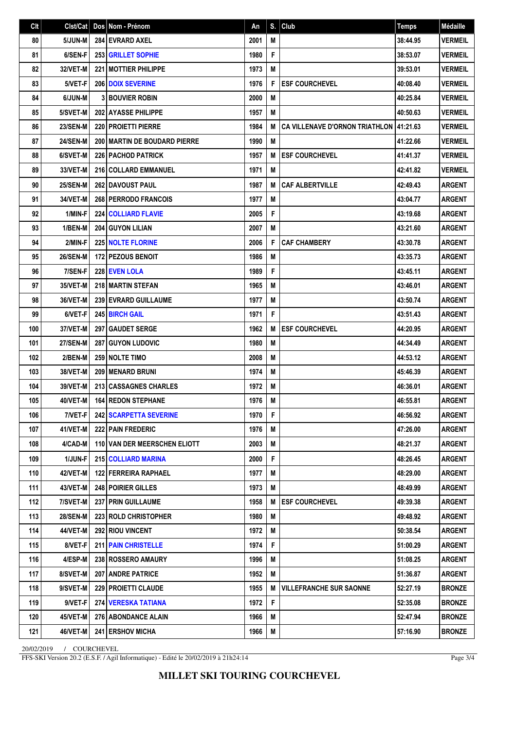| Clt | Clst/Cat | Dos | Nom - Prénom | An | S. | Club | Temps | Médaille |
|---|---|---|---|---|---|---|---|---|
| 80 | 5/JUN-M | 284 | EVRARD AXEL | 2001 | M | | 38:44.95 | VERMEIL |
| 81 | 6/SEN-F | 253 | GRILLET SOPHIE | 1980 | F | | 38:53.07 | VERMEIL |
| 82 | 32/VET-M | 221 | MOTTIER PHILIPPE | 1973 | M | | 39:53.01 | VERMEIL |
| 83 | 5/VET-F | 206 | DOIX SEVERINE | 1976 | F | ESF COURCHEVEL | 40:08.40 | VERMEIL |
| 84 | 6/JUN-M | 3 | BOUVIER ROBIN | 2000 | M | | 40:25.84 | VERMEIL |
| 85 | 5/SVET-M | 202 | AYASSE PHILIPPE | 1957 | M | | 40:50.63 | VERMEIL |
| 86 | 23/SEN-M | 220 | PROIETTI PIERRE | 1984 | M | CA VILLENAVE D'ORNON TRIATHLON | 41:21.63 | VERMEIL |
| 87 | 24/SEN-M | 200 | MARTIN DE BOUDARD PIERRE | 1990 | M | | 41:22.66 | VERMEIL |
| 88 | 6/SVET-M | 226 | PACHOD PATRICK | 1957 | M | ESF COURCHEVEL | 41:41.37 | VERMEIL |
| 89 | 33/VET-M | 216 | COLLARD EMMANUEL | 1971 | M | | 42:41.82 | VERMEIL |
| 90 | 25/SEN-M | 262 | DAVOUST PAUL | 1987 | M | CAF ALBERTVILLE | 42:49.43 | ARGENT |
| 91 | 34/VET-M | 268 | PERRODO FRANCOIS | 1977 | M | | 43:04.77 | ARGENT |
| 92 | 1/MIN-F | 224 | COLLIARD FLAVIE | 2005 | F | | 43:19.68 | ARGENT |
| 93 | 1/BEN-M | 204 | GUYON LILIAN | 2007 | M | | 43:21.60 | ARGENT |
| 94 | 2/MIN-F | 225 | NOLTE FLORINE | 2006 | F | CAF CHAMBERY | 43:30.78 | ARGENT |
| 95 | 26/SEN-M | 172 | PEZOUS BENOIT | 1986 | M | | 43:35.73 | ARGENT |
| 96 | 7/SEN-F | 228 | EVEN LOLA | 1989 | F | | 43:45.11 | ARGENT |
| 97 | 35/VET-M | 218 | MARTIN STEFAN | 1965 | M | | 43:46.01 | ARGENT |
| 98 | 36/VET-M | 239 | EVRARD GUILLAUME | 1977 | M | | 43:50.74 | ARGENT |
| 99 | 6/VET-F | 245 | BIRCH GAIL | 1971 | F | | 43:51.43 | ARGENT |
| 100 | 37/VET-M | 297 | GAUDET SERGE | 1962 | M | ESF COURCHEVEL | 44:20.95 | ARGENT |
| 101 | 27/SEN-M | 287 | GUYON LUDOVIC | 1980 | M | | 44:34.49 | ARGENT |
| 102 | 2/BEN-M | 259 | NOLTE TIMO | 2008 | M | | 44:53.12 | ARGENT |
| 103 | 38/VET-M | 209 | MENARD BRUNI | 1974 | M | | 45:46.39 | ARGENT |
| 104 | 39/VET-M | 213 | CASSAGNES CHARLES | 1972 | M | | 46:36.01 | ARGENT |
| 105 | 40/VET-M | 164 | REDON STEPHANE | 1976 | M | | 46:55.81 | ARGENT |
| 106 | 7/VET-F | 242 | SCARPETTA SEVERINE | 1970 | F | | 46:56.92 | ARGENT |
| 107 | 41/VET-M | 222 | PAIN FREDERIC | 1976 | M | | 47:26.00 | ARGENT |
| 108 | 4/CAD-M | 110 | VAN DER MEERSCHEN ELIOTT | 2003 | M | | 48:21.37 | ARGENT |
| 109 | 1/JUN-F | 215 | COLLIARD MARINA | 2000 | F | | 48:26.45 | ARGENT |
| 110 | 42/VET-M | 122 | FERREIRA RAPHAEL | 1977 | M | | 48:29.00 | ARGENT |
| 111 | 43/VET-M | 248 | POIRIER GILLES | 1973 | M | | 48:49.99 | ARGENT |
| 112 | 7/SVET-M | 237 | PRIN GUILLAUME | 1958 | M | ESF COURCHEVEL | 49:39.38 | ARGENT |
| 113 | 28/SEN-M | 223 | ROLD CHRISTOPHER | 1980 | M | | 49:48.92 | ARGENT |
| 114 | 44/VET-M | 292 | RIOU VINCENT | 1972 | M | | 50:38.54 | ARGENT |
| 115 | 8/VET-F | 211 | PAIN CHRISTELLE | 1974 | F | | 51:00.29 | ARGENT |
| 116 | 4/ESP-M | 238 | ROSSERO AMAURY | 1996 | M | | 51:08.25 | ARGENT |
| 117 | 8/SVET-M | 207 | ANDRE PATRICE | 1952 | M | | 51:36.87 | ARGENT |
| 118 | 9/SVET-M | 229 | PROIETTI CLAUDE | 1955 | M | VILLEFRANCHE SUR SAONNE | 52:27.19 | BRONZE |
| 119 | 9/VET-F | 274 | VERESKA TATIANA | 1972 | F | | 52:35.08 | BRONZE |
| 120 | 45/VET-M | 276 | ABONDANCE ALAIN | 1966 | M | | 52:47.94 | BRONZE |
| 121 | 46/VET-M | 241 | ERSHOV MICHA | 1966 | M | | 57:16.90 | BRONZE |

20/02/2019 / COURCHEVEL

FFS-SKI Version 20.2 (E.S.F. / Agil Informatique) - Edité le 20/02/2019 à 21h24:14

**MILLET SKI TOURING COURCHEVEL**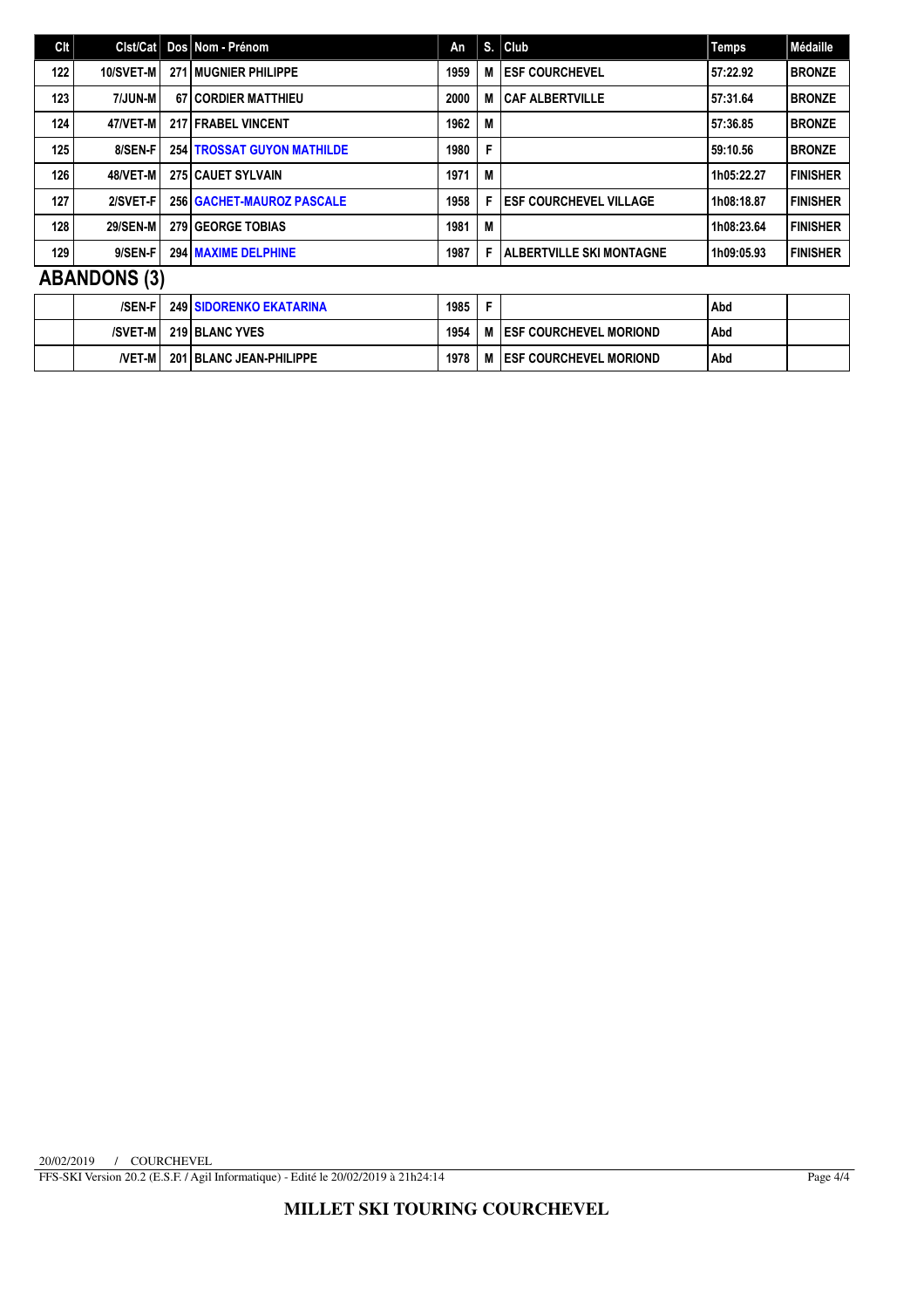| Clt | Clst/Cat | Dos | Nom - Prénom | An | S. | Club | Temps | Médaille |
|---|---|---|---|---|---|---|---|---|
| 122 | 10/SVET-M | 271 | MUGNIER PHILIPPE | 1959 | M | ESF COURCHEVEL | 57:22.92 | BRONZE |
| 123 | 7/JUN-M | 67 | CORDIER MATTHIEU | 2000 | M | CAF ALBERTVILLE | 57:31.64 | BRONZE |
| 124 | 47/VET-M | 217 | FRABEL VINCENT | 1962 | M | | 57:36.85 | BRONZE |
| 125 | 8/SEN-F | 254 | TROSSAT GUYON MATHILDE | 1980 | F | | 59:10.56 | BRONZE |
| 126 | 48/VET-M | 275 | CAUET SYLVAIN | 1971 | M | | 1h05:22.27 | FINISHER |
| 127 | 2/SVET-F | 256 | GACHET-MAUROZ PASCALE | 1958 | F | ESF COURCHEVEL VILLAGE | 1h08:18.87 | FINISHER |
| 128 | 29/SEN-M | 279 | GEORGE TOBIAS | 1981 | M | | 1h08:23.64 | FINISHER |
| 129 | 9/SEN-F | 294 | MAXIME DELPHINE | 1987 | F | ALBERTVILLE SKI MONTAGNE | 1h09:05.93 | FINISHER |

## ABANDONS (3)

| Clt | Clst/Cat | Dos | Nom - Prénom | An | S. | Club | Temps | Médaille |
|---|---|---|---|---|---|---|---|---|
| | /SEN-F | 249 | SIDORENKO EKATARINA | 1985 | F | | Abd | |
| | /SVET-M | 219 | BLANC YVES | 1954 | M | ESF COURCHEVEL MORIOND | Abd | |
| | /VET-M | 201 | BLANC JEAN-PHILIPPE | 1978 | M | ESF COURCHEVEL MORIOND | Abd | |

20/02/2019 / COURCHEVEL

FFS-SKI Version 20.2 (E.S.F. / Agil Informatique) - Edité le 20/02/2019 à 21h24:14

**MILLET SKI TOURING COURCHEVEL**